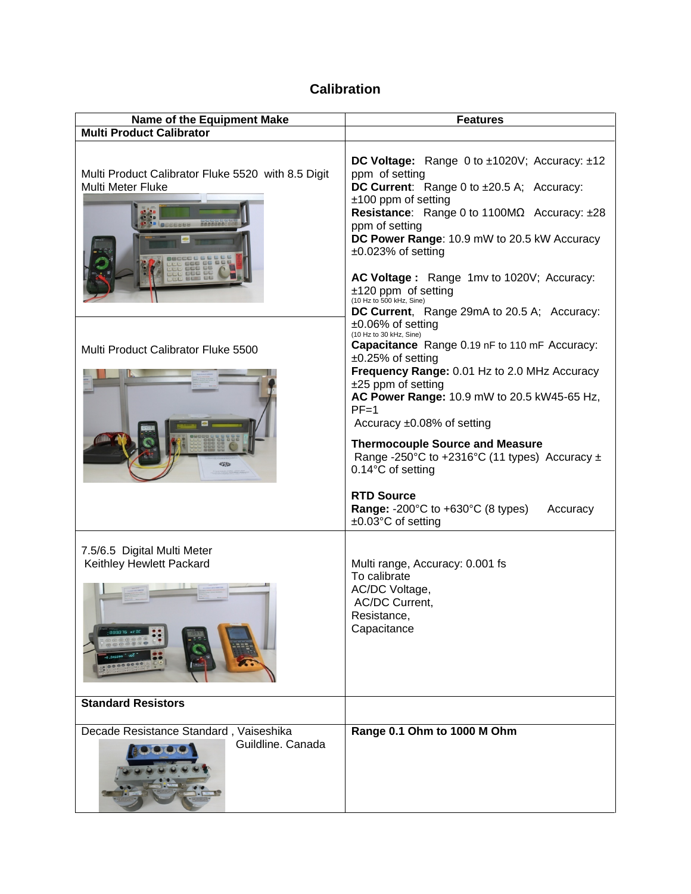# Calibration

| Name of the Equipment Make | Features |
|---|---|
| **Multi Product Calibrator** | |
| Multi Product Calibrator Fluke 5520 with 8.5 Digit Multi Meter Fluke<br><br>Multi Product Calibrator Fluke 5500 | **DC Voltage:** Range 0 to ±1020V; Accuracy: ±12 ppm of setting<br>**DC Current**: Range 0 to ±20.5 A; Accuracy: ±100 ppm of setting<br>**Resistance**: Range 0 to 1100MΩ Accuracy: ±28 ppm of setting<br>**DC Power Range**: 10.9 mW to 20.5 kW Accuracy ±0.023% of setting<br><br>**AC Voltage :** Range 1mv to 1020V; Accuracy: ±120 ppm of setting (10 Hz to 500 kHz, Sine)<br>**DC Current**, Range 29mA to 20.5 A; Accuracy: ±0.06% of setting (10 Hz to 30 kHz, Sine)<br>**Capacitance** Range 0.19 nF to 110 mF Accuracy: ±0.25% of setting<br>**Frequency Range:** 0.01 Hz to 2.0 MHz Accuracy ±25 ppm of setting<br>**AC Power Range:** 10.9 mW to 20.5 kW45-65 Hz, PF=1<br>Accuracy ±0.08% of setting<br><br>**Thermocouple Source and Measure**<br>Range -250°C to +2316°C (11 types) Accuracy ± 0.14°C of setting<br><br>**RTD Source**<br>**Range:** -200°C to +630°C (8 types) Accuracy ±0.03°C of setting |
| 7.5/6.5 Digital Multi Meter<br>Keithley Hewlett Packard | Multi range, Accuracy: 0.001 fs<br>To calibrate<br>AC/DC Voltage,<br>AC/DC Current,<br>Resistance,<br>Capacitance |
| **Standard Resistors** | |
| Decade Resistance Standard , Vaiseshika<br>Guildline. Canada | **Range 0.1 Ohm to 1000 M Ohm** |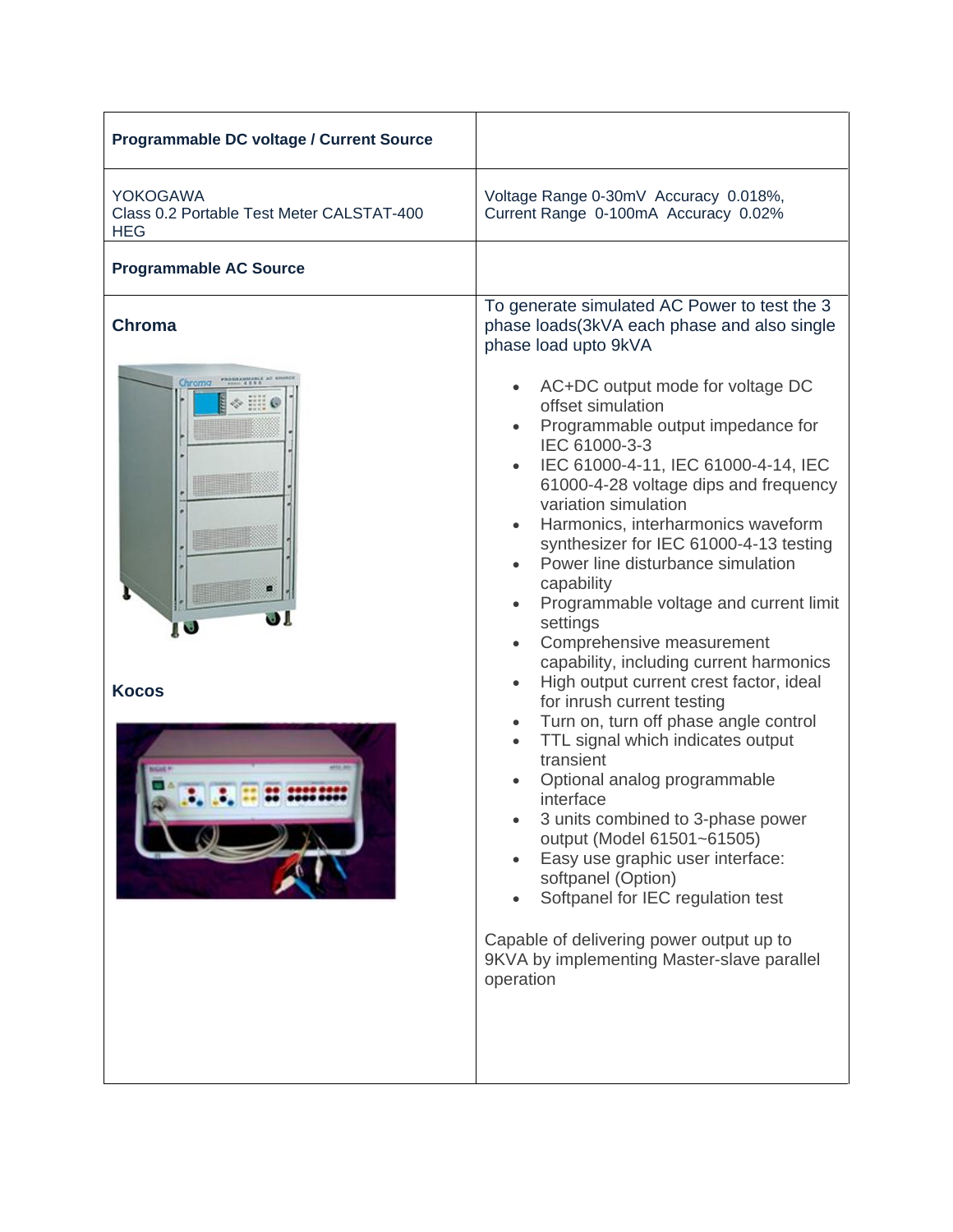| **Programmable DC voltage / Current Source** | |
|---|---|
| YOKOGAWA<br>Class 0.2 Portable Test Meter CALSTAT-400 HEG | Voltage Range 0-30mV Accuracy 0.018%,<br>Current Range 0-100mA Accuracy 0.02% |
| **Programmable AC Source** | |
| **Chroma**<br><br>**Kocos** | To generate simulated AC Power to test the 3 phase loads(3kVA each phase and also single phase load upto 9kVA<br><br>• AC+DC output mode for voltage DC offset simulation<br>• Programmable output impedance for IEC 61000-3-3<br>• IEC 61000-4-11, IEC 61000-4-14, IEC 61000-4-28 voltage dips and frequency variation simulation<br>• Harmonics, interharmonics waveform synthesizer for IEC 61000-4-13 testing<br>• Power line disturbance simulation capability<br>• Programmable voltage and current limit settings<br>• Comprehensive measurement capability, including current harmonics<br>• High output current crest factor, ideal for inrush current testing<br>• Turn on, turn off phase angle control<br>• TTL signal which indicates output transient<br>• Optional analog programmable interface<br>• 3 units combined to 3-phase power output (Model 61501~61505)<br>• Easy use graphic user interface: softpanel (Option)<br>• Softpanel for IEC regulation test<br><br>Capable of delivering power output up to 9KVA by implementing Master-slave parallel operation |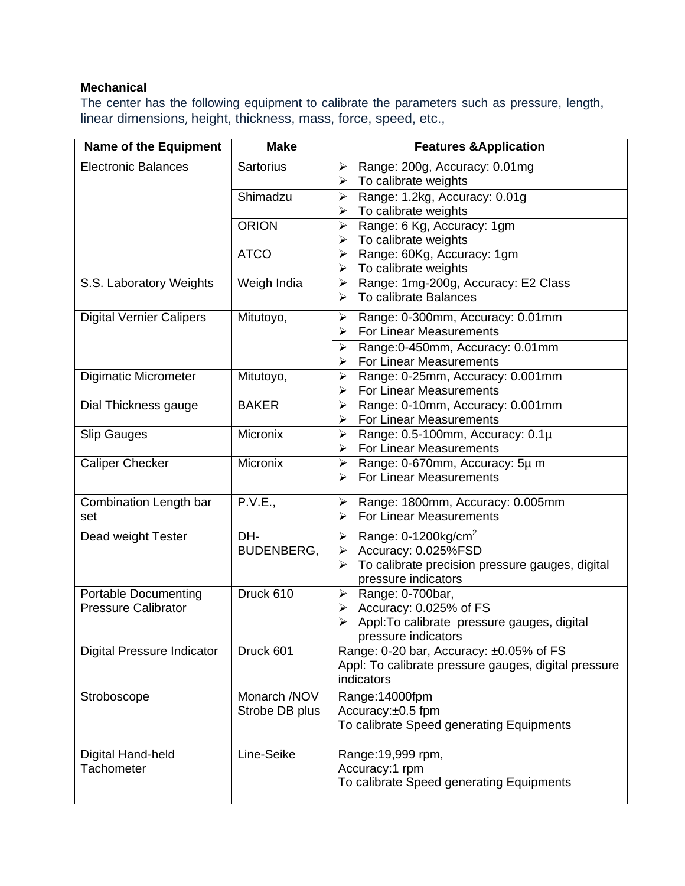**Mechanical**

The center has the following equipment to calibrate the parameters such as pressure, length, linear dimensions, height, thickness, mass, force, speed, etc.,

| Name of the Equipment | Make | Features &Application |
|---|---|---|
| Electronic Balances | Sartorius | ➢ Range: 200g, Accuracy: 0.01mg<br>➢ To calibrate weights |
| | Shimadzu | ➢ Range: 1.2kg, Accuracy: 0.01g<br>➢ To calibrate weights |
| | ORION | ➢ Range: 6 Kg, Accuracy: 1gm<br>➢ To calibrate weights |
| | ATCO | ➢ Range: 60Kg, Accuracy: 1gm<br>➢ To calibrate weights |
| S.S. Laboratory Weights | Weigh India | ➢ Range: 1mg-200g, Accuracy: E2 Class<br>➢ To calibrate Balances |
| Digital Vernier Calipers | Mitutoyo, | ➢ Range: 0-300mm, Accuracy: 0.01mm<br>➢ For Linear Measurements |
| | | ➢ Range:0-450mm, Accuracy: 0.01mm<br>➢ For Linear Measurements |
| Digimatic Micrometer | Mitutoyo, | ➢ Range: 0-25mm, Accuracy: 0.001mm<br>➢ For Linear Measurements |
| Dial Thickness gauge | BAKER | ➢ Range: 0-10mm, Accuracy: 0.001mm<br>➢ For Linear Measurements |
| Slip Gauges | Micronix | ➢ Range: 0.5-100mm, Accuracy: 0.1µ<br>➢ For Linear Measurements |
| Caliper Checker | Micronix | ➢ Range: 0-670mm, Accuracy: 5µ m<br>➢ For Linear Measurements |
| Combination Length bar set | P.V.E., | ➢ Range: 1800mm, Accuracy: 0.005mm<br>➢ For Linear Measurements |
| Dead weight Tester | DH-BUDENBERG, | ➢ Range: 0-1200kg/cm$^2$<br>➢ Accuracy: 0.025%FSD<br>➢ To calibrate precision pressure gauges, digital pressure indicators |
| Portable Documenting Pressure Calibrator | Druck 610 | ➢ Range: 0-700bar,<br>➢ Accuracy: 0.025% of FS<br>➢ Appl:To calibrate pressure gauges, digital pressure indicators |
| Digital Pressure Indicator | Druck 601 | Range: 0-20 bar, Accuracy: ±0.05% of FS<br>Appl: To calibrate pressure gauges, digital pressure indicators |
| Stroboscope | Monarch /NOV Strobe DB plus | Range:14000fpm<br>Accuracy:±0.5 fpm<br>To calibrate Speed generating Equipments |
| Digital Hand-held Tachometer | Line-Seike | Range:19,999 rpm,<br>Accuracy:1 rpm<br>To calibrate Speed generating Equipments |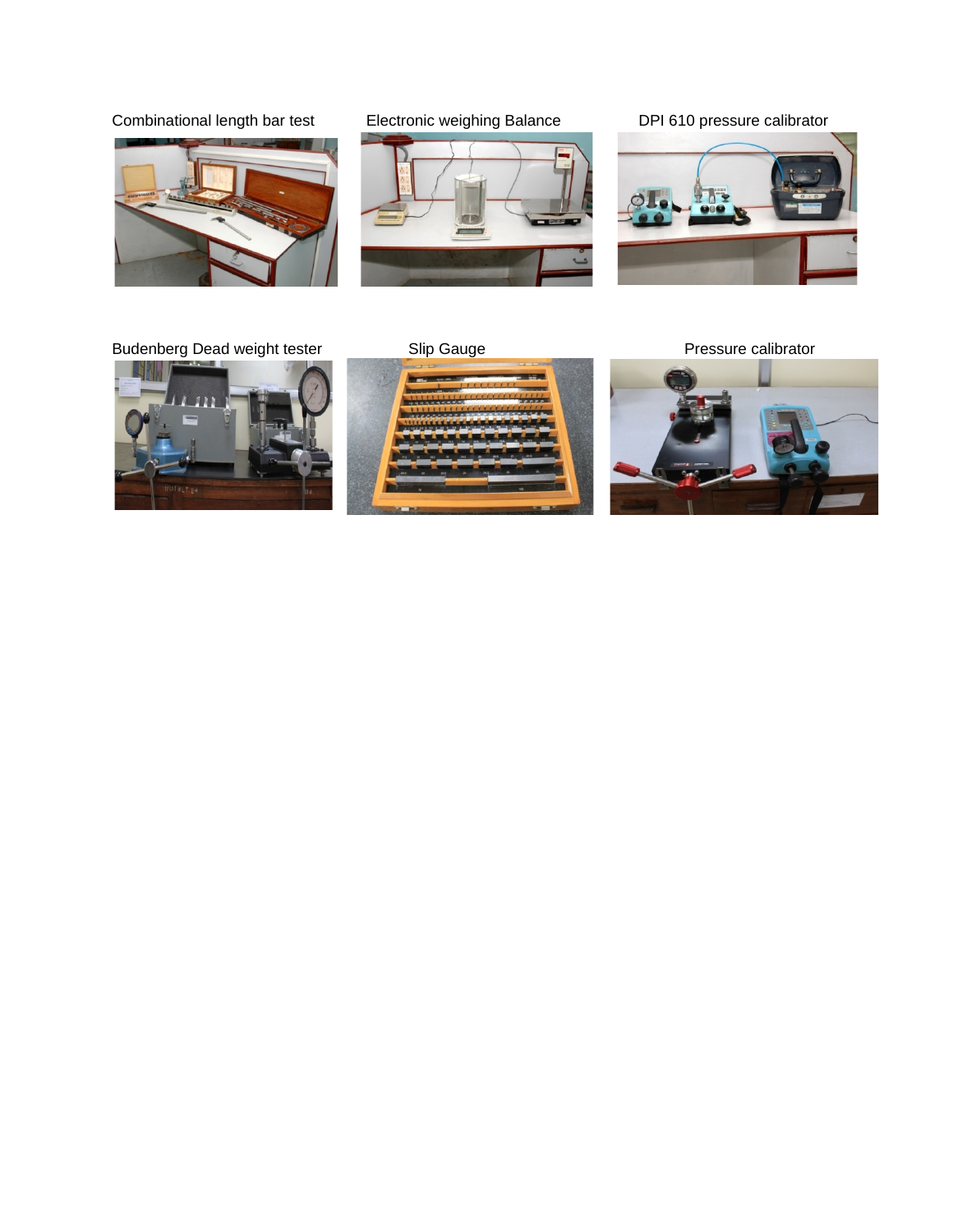Combinational length bar test

Electronic weighing Balance

DPI 610 pressure calibrator

Budenberg Dead weight tester

Slip Gauge

Pressure calibrator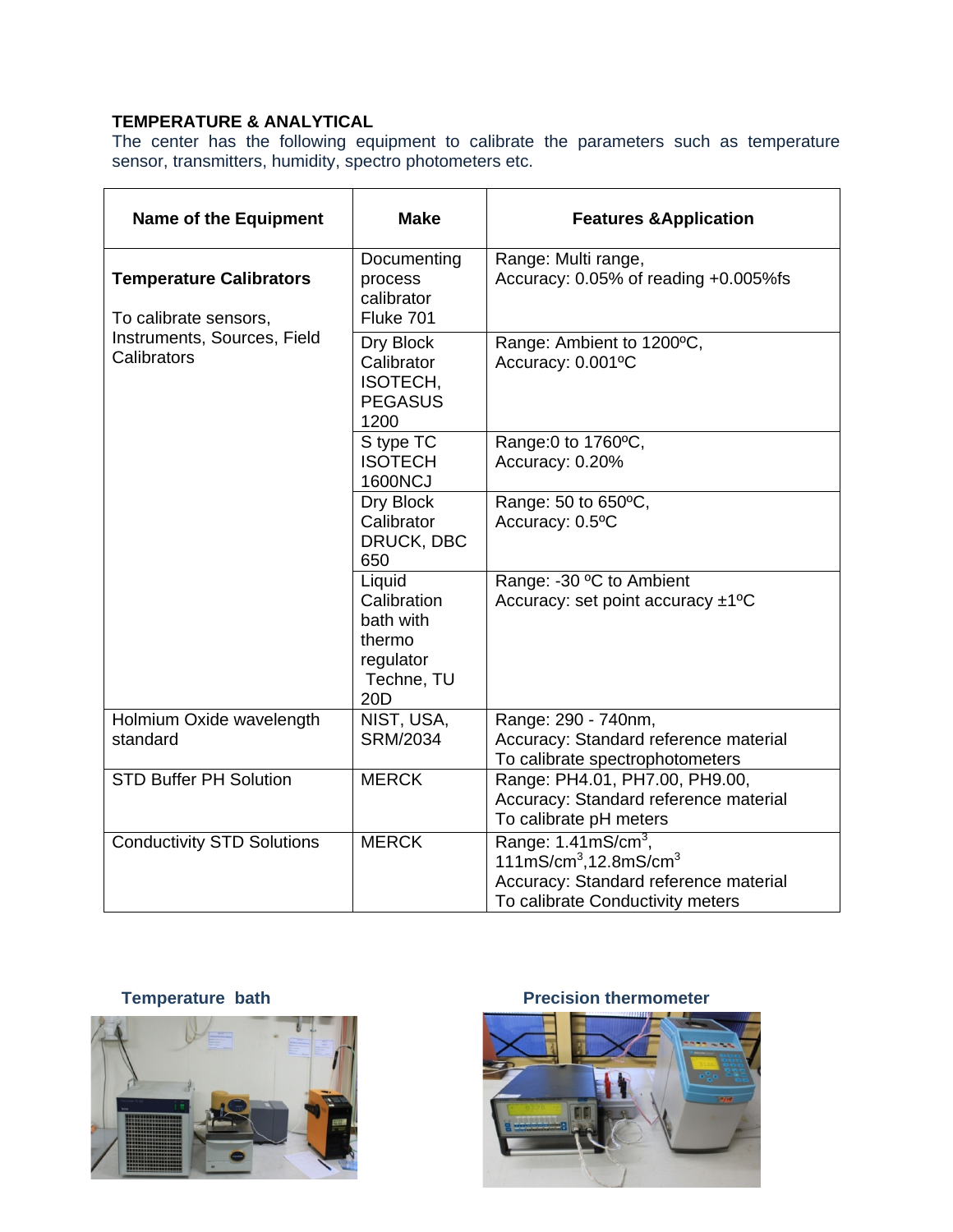## TEMPERATURE & ANALYTICAL

The center has the following equipment to calibrate the parameters such as temperature sensor, transmitters, humidity, spectro photometers etc.

| Name of the Equipment | Make | Features &Application |
|---|---|---|
| **Temperature Calibrators** To calibrate sensors, Instruments, Sources, Field Calibrators | Documenting process calibrator Fluke 701 | Range: Multi range, Accuracy: 0.05% of reading +0.005%fs |
| | Dry Block Calibrator ISOTECH, PEGASUS 1200 | Range: Ambient to 1200ºC, Accuracy: 0.001ºC |
| | S type TC ISOTECH 1600NCJ | Range:0 to 1760ºC, Accuracy: 0.20% |
| | Dry Block Calibrator DRUCK, DBC 650 | Range: 50 to 650ºC, Accuracy: 0.5ºC |
| | Liquid Calibration bath with thermo regulator Techne, TU 20D | Range: -30 ºC to Ambient Accuracy: set point accuracy ±1ºC |
| Holmium Oxide wavelength standard | NIST, USA, SRM/2034 | Range: 290 - 740nm, Accuracy: Standard reference material To calibrate spectrophotometers |
| STD Buffer PH Solution | MERCK | Range: PH4.01, PH7.00, PH9.00, Accuracy: Standard reference material To calibrate pH meters |
| Conductivity STD Solutions | MERCK | Range: 1.41mS/cm$^3$, 111mS/cm$^3$,12.8mS/cm$^3$ Accuracy: Standard reference material To calibrate Conductivity meters |

**Temperature bath**

**Precision thermometer**